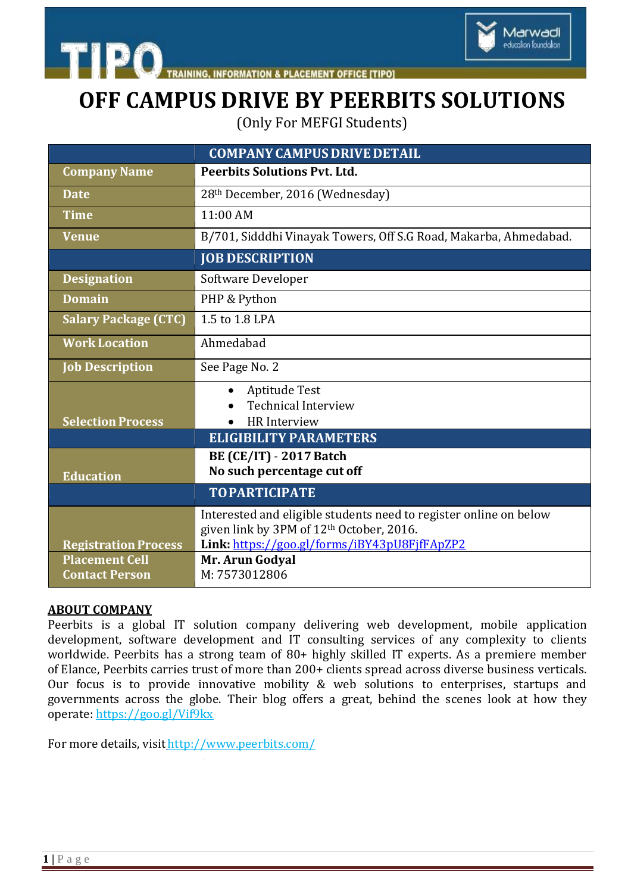# OFF CAMPUS DRIVE BY PEERBITS SOLUTIONS

(Only For MEFGI Students)

| | **COMPANY CAMPUS DRIVE DETAIL** |
|---|---|
| **Company Name** | **Peerbits Solutions Pvt. Ltd.** |
| **Date** | 28th December, 2016 (Wednesday) |
| **Time** | 11:00 AM |
| **Venue** | B/701, Sidddhi Vinayak Towers, Off S.G Road, Makarba, Ahmedabad. |
| | **JOB DESCRIPTION** |
| **Designation** | Software Developer |
| **Domain** | PHP & Python |
| **Salary Package (CTC)** | 1.5 to 1.8 LPA |
| **Work Location** | Ahmedabad |
| **Job Description** | See Page No. 2 |
| **Selection Process** | • Aptitude Test<br>• Technical Interview<br>• HR Interview |
| | **ELIGIBILITY PARAMETERS** |
| **Education** | **BE (CE/IT) - 2017 Batch**<br>**No such percentage cut off** |
| | **TO PARTICIPATE** |
| **Registration Process** | Interested and eligible students need to register online on below given link by 3PM of 12th October, 2016.<br>**Link:** https://goo.gl/forms/iBY43pU8FjfFApZP2 |
| **Placement Cell Contact Person** | **Mr. Arun Godyal**<br>M: 7573012806 |

## ABOUT COMPANY

Peerbits is a global IT solution company delivering web development, mobile application development, software development and IT consulting services of any complexity to clients worldwide. Peerbits has a strong team of 80+ highly skilled IT experts. As a premiere member of Elance, Peerbits carries trust of more than 200+ clients spread across diverse business verticals. Our focus is to provide innovative mobility & web solutions to enterprises, startups and governments across the globe. Their blog offers a great, behind the scenes look at how they operate: https://goo.gl/Vif9kx

For more details, visit http://www.peerbits.com/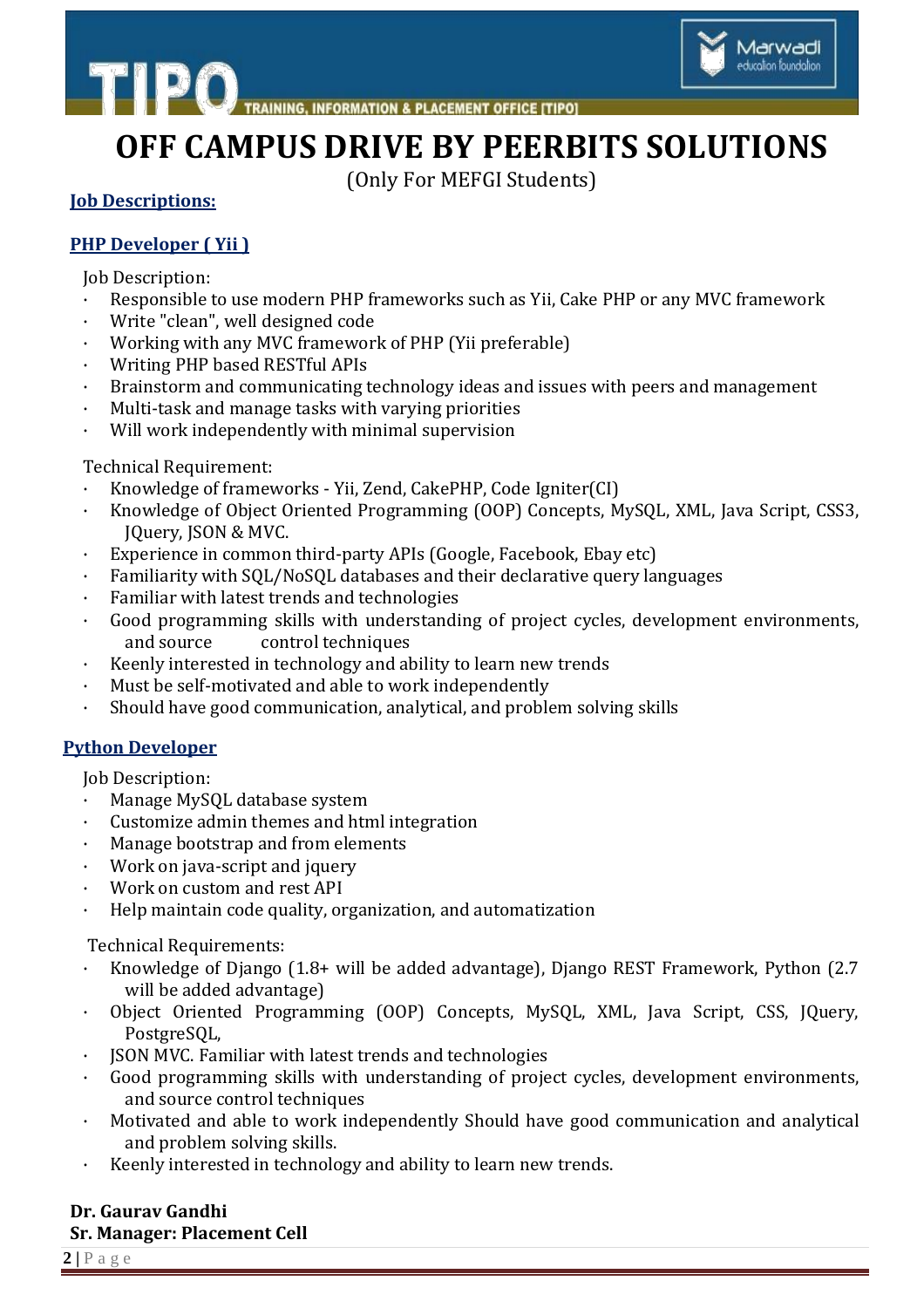# OFF CAMPUS DRIVE BY PEERBITS SOLUTIONS

(Only For MEFGI Students)

**Job Descriptions:**

## PHP Developer ( Yii )

Job Description:

- Responsible to use modern PHP frameworks such as Yii, Cake PHP or any MVC framework
- Write "clean", well designed code
- Working with any MVC framework of PHP (Yii preferable)
- Writing PHP based RESTful APIs
- Brainstorm and communicating technology ideas and issues with peers and management
- Multi-task and manage tasks with varying priorities
- Will work independently with minimal supervision

Technical Requirement:

- Knowledge of frameworks - Yii, Zend, CakePHP, Code Igniter(CI)
- Knowledge of Object Oriented Programming (OOP) Concepts, MySQL, XML, Java Script, CSS3, JQuery, JSON & MVC.
- Experience in common third-party APIs (Google, Facebook, Ebay etc)
- Familiarity with SQL/NoSQL databases and their declarative query languages
- Familiar with latest trends and technologies
- Good programming skills with understanding of project cycles, development environments, and source control techniques
- Keenly interested in technology and ability to learn new trends
- Must be self-motivated and able to work independently
- Should have good communication, analytical, and problem solving skills

## Python Developer

Job Description:

- Manage MySQL database system
- Customize admin themes and html integration
- Manage bootstrap and from elements
- Work on java-script and jquery
- Work on custom and rest API
- Help maintain code quality, organization, and automatization

Technical Requirements:

- Knowledge of Django (1.8+ will be added advantage), Django REST Framework, Python (2.7 will be added advantage)
- Object Oriented Programming (OOP) Concepts, MySQL, XML, Java Script, CSS, JQuery, PostgreSQL,
- JSON MVC. Familiar with latest trends and technologies
- Good programming skills with understanding of project cycles, development environments, and source control techniques
- Motivated and able to work independently Should have good communication and analytical and problem solving skills.
- Keenly interested in technology and ability to learn new trends.

**Dr. Gaurav Gandhi**
**Sr. Manager: Placement Cell**